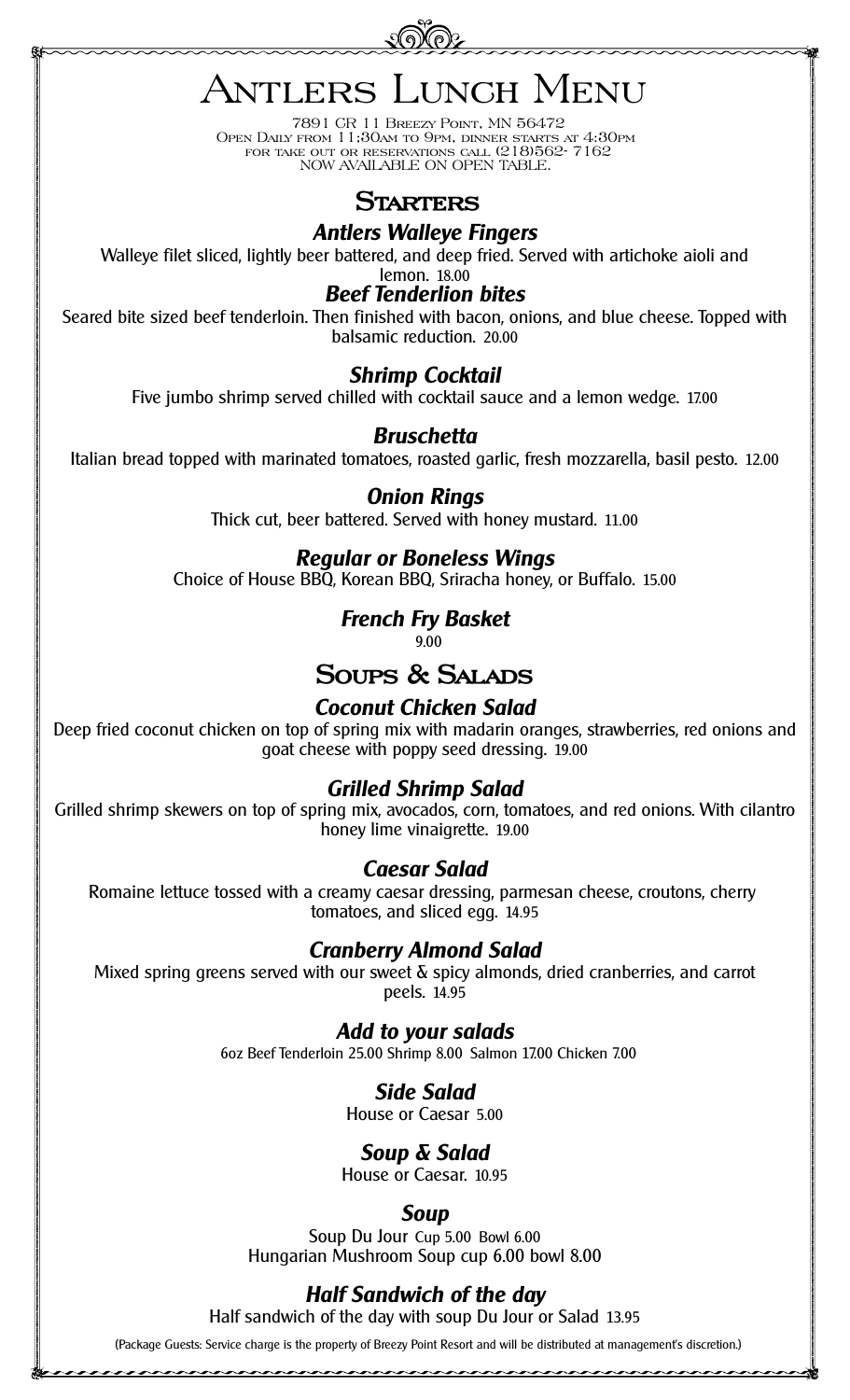# Antlers Lunch Menu

7891 CR 11 Breezy Point, MN 56472
Open Daily from 11:30am to 9pm, dinner starts at 4:30pm
for take out or reservations call (218)562- 7162
NOW AVAILABLE ON OPEN TABLE.

## Starters

### *Antlers Walleye Fingers*

Walleye filet sliced, lightly beer battered, and deep fried. Served with artichoke aioli and lemon. 18.00

### *Beef Tenderlion bites*

Seared bite sized beef tenderloin. Then finished with bacon, onions, and blue cheese. Topped with balsamic reduction. 20.00

### *Shrimp Cocktail*

Five jumbo shrimp served chilled with cocktail sauce and a lemon wedge. 17.00

### *Bruschetta*

Italian bread topped with marinated tomatoes, roasted garlic, fresh mozzarella, basil pesto. 12.00

### *Onion Rings*

Thick cut, beer battered. Served with honey mustard. 11.00

### *Regular or Boneless Wings*

Choice of House BBQ, Korean BBQ, Sriracha honey, or Buffalo. 15.00

### *French Fry Basket*

9.00

## Soups & Salads

### *Coconut Chicken Salad*

Deep fried coconut chicken on top of spring mix with madarin oranges, strawberries, red onions and goat cheese with poppy seed dressing. 19.00

### *Grilled Shrimp Salad*

Grilled shrimp skewers on top of spring mix, avocados, corn, tomatoes, and red onions. With cilantro honey lime vinaigrette. 19.00

### *Caesar Salad*

Romaine lettuce tossed with a creamy caesar dressing, parmesan cheese, croutons, cherry tomatoes, and sliced egg. 14.95

### *Cranberry Almond Salad*

Mixed spring greens served with our sweet & spicy almonds, dried cranberries, and carrot peels. 14.95

### *Add to your salads*

6oz Beef Tenderloin 25.00 Shrimp 8.00 Salmon 17.00 Chicken 7.00

### *Side Salad*

House or Caesar 5.00

### *Soup & Salad*

House or Caesar. 10.95

### *Soup*

Soup Du Jour Cup 5.00 Bowl 6.00
Hungarian Mushroom Soup cup 6.00 bowl 8.00

### *Half Sandwich of the day*

Half sandwich of the day with soup Du Jour or Salad 13.95

(Package Guests: Service charge is the property of Breezy Point Resort and will be distributed at management's discretion.)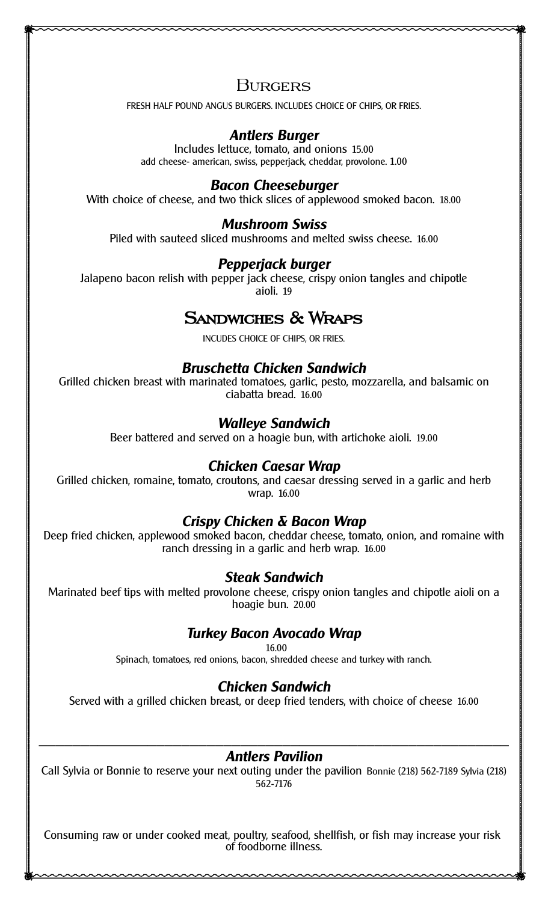## Burgers

FRESH HALF POUND ANGUS BURGERS. INCLUDES CHOICE OF CHIPS, OR FRIES.

### *Antlers Burger*

Includes lettuce, tomato, and onions 15.00
add cheese- american, swiss, pepperjack, cheddar, provolone. 1.00

### *Bacon Cheeseburger*

With choice of cheese, and two thick slices of applewood smoked bacon. 18.00

### *Mushroom Swiss*

Piled with sauteed sliced mushrooms and melted swiss cheese. 16.00

### *Pepperjack burger*

Jalapeno bacon relish with pepper jack cheese, crispy onion tangles and chipotle aioli. 19

## Sandwiches & Wraps

INCUDES CHOICE OF CHIPS, OR FRIES.

### *Bruschetta Chicken Sandwich*

Grilled chicken breast with marinated tomatoes, garlic, pesto, mozzarella, and balsamic on ciabatta bread. 16.00

### *Walleye Sandwich*

Beer battered and served on a hoagie bun, with artichoke aioli. 19.00

### *Chicken Caesar Wrap*

Grilled chicken, romaine, tomato, croutons, and caesar dressing served in a garlic and herb wrap. 16.00

### *Crispy Chicken & Bacon Wrap*

Deep fried chicken, applewood smoked bacon, cheddar cheese, tomato, onion, and romaine with ranch dressing in a garlic and herb wrap. 16.00

### *Steak Sandwich*

Marinated beef tips with melted provolone cheese, crispy onion tangles and chipotle aioli on a hoagie bun. 20.00

### *Turkey Bacon Avocado Wrap*

16.00
Spinach, tomatoes, red onions, bacon, shredded cheese and turkey with ranch.

### *Chicken Sandwich*

Served with a grilled chicken breast, or deep fried tenders, with choice of cheese 16.00

---

### *Antlers Pavilion*

Call Sylvia or Bonnie to reserve your next outing under the pavilion Bonnie (218) 562-7189 Sylvia (218) 562-7176

Consuming raw or under cooked meat, poultry, seafood, shellfish, or fish may increase your risk of foodborne illness.